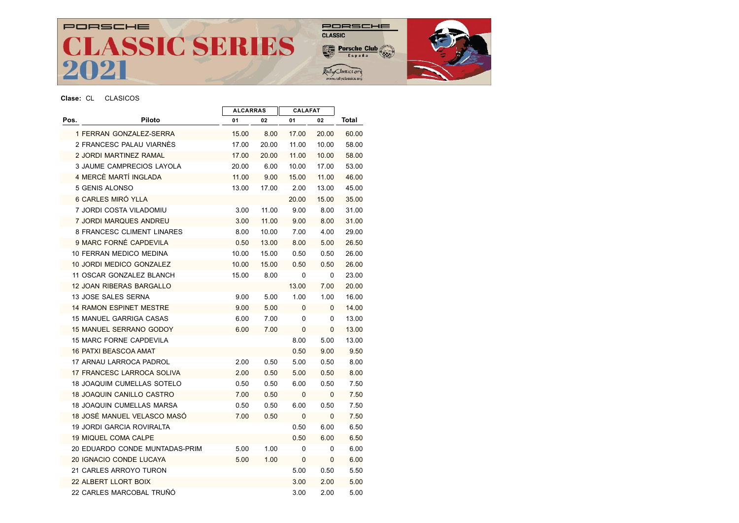# PORSCHE CLASSIC SERIES 2021

PORSCHE CLASSIC

Porsche Club España

RallyClassics.org www.rallyclassics.org

**Clase:** CL CLASICOS

| Pos. | Piloto | ALCARRAS 01 | ALCARRAS 02 | CALAFAT 01 | CALAFAT 02 | Total |
|---|---|---|---|---|---|---|
| 1 | FERRAN GONZALEZ-SERRA | 15.00 | 8.00 | 17.00 | 20.00 | 60.00 |
| 2 | FRANCESC PALAU VIARNÈS | 17.00 | 20.00 | 11.00 | 10.00 | 58.00 |
| 2 | JORDI MARTINEZ RAMAL | 17.00 | 20.00 | 11.00 | 10.00 | 58.00 |
| 3 | JAUME CAMPRECIOS LAYOLA | 20.00 | 6.00 | 10.00 | 17.00 | 53.00 |
| 4 | MERCÈ MARTÍ INGLADA | 11.00 | 9.00 | 15.00 | 11.00 | 46.00 |
| 5 | GENIS ALONSO | 13.00 | 17.00 | 2.00 | 13.00 | 45.00 |
| 6 | CARLES MIRÓ YLLA | | | 20.00 | 15.00 | 35.00 |
| 7 | JORDI COSTA VILADOMIU | 3.00 | 11.00 | 9.00 | 8.00 | 31.00 |
| 7 | JORDI MARQUES ANDREU | 3.00 | 11.00 | 9.00 | 8.00 | 31.00 |
| 8 | FRANCESC CLIMENT LINARES | 8.00 | 10.00 | 7.00 | 4.00 | 29.00 |
| 9 | MARC FORNÉ CAPDEVILA | 0.50 | 13.00 | 8.00 | 5.00 | 26.50 |
| 10 | FERRAN MEDICO MEDINA | 10.00 | 15.00 | 0.50 | 0.50 | 26.00 |
| 10 | JORDI MEDICO GONZALEZ | 10.00 | 15.00 | 0.50 | 0.50 | 26.00 |
| 11 | OSCAR GONZALEZ BLANCH | 15.00 | 8.00 | 0 | 0 | 23.00 |
| 12 | JOAN RIBERAS BARGALLO | | | 13.00 | 7.00 | 20.00 |
| 13 | JOSE SALES SERNA | 9.00 | 5.00 | 1.00 | 1.00 | 16.00 |
| 14 | RAMON ESPINET MESTRE | 9.00 | 5.00 | 0 | 0 | 14.00 |
| 15 | MANUEL GARRIGA CASAS | 6.00 | 7.00 | 0 | 0 | 13.00 |
| 15 | MANUEL SERRANO GODOY | 6.00 | 7.00 | 0 | 0 | 13.00 |
| 15 | MARC FORNE CAPDEVILA | | | 8.00 | 5.00 | 13.00 |
| 16 | PATXI BEASCOA AMAT | | | 0.50 | 9.00 | 9.50 |
| 17 | ARNAU LARROCA PADROL | 2.00 | 0.50 | 5.00 | 0.50 | 8.00 |
| 17 | FRANCESC LARROCA SOLIVA | 2.00 | 0.50 | 5.00 | 0.50 | 8.00 |
| 18 | JOAQUIM CUMELLAS SOTELO | 0.50 | 0.50 | 6.00 | 0.50 | 7.50 |
| 18 | JOAQUIN CANILLO CASTRO | 7.00 | 0.50 | 0 | 0 | 7.50 |
| 18 | JOAQUIN CUMELLAS MARSA | 0.50 | 0.50 | 6.00 | 0.50 | 7.50 |
| 18 | JOSÉ MANUEL VELASCO MASÓ | 7.00 | 0.50 | 0 | 0 | 7.50 |
| 19 | JORDI GARCIA ROVIRALTA | | | 0.50 | 6.00 | 6.50 |
| 19 | MIQUEL COMA CALPE | | | 0.50 | 6.00 | 6.50 |
| 20 | EDUARDO CONDE MUNTADAS-PRIM | 5.00 | 1.00 | 0 | 0 | 6.00 |
| 20 | IGNACIO CONDE LUCAYA | 5.00 | 1.00 | 0 | 0 | 6.00 |
| 21 | CARLES ARROYO TURON | | | 5.00 | 0.50 | 5.50 |
| 22 | ALBERT LLORT BOIX | | | 3.00 | 2.00 | 5.00 |
| 22 | CARLES MARCOBAL TRUÑÓ | | | 3.00 | 2.00 | 5.00 |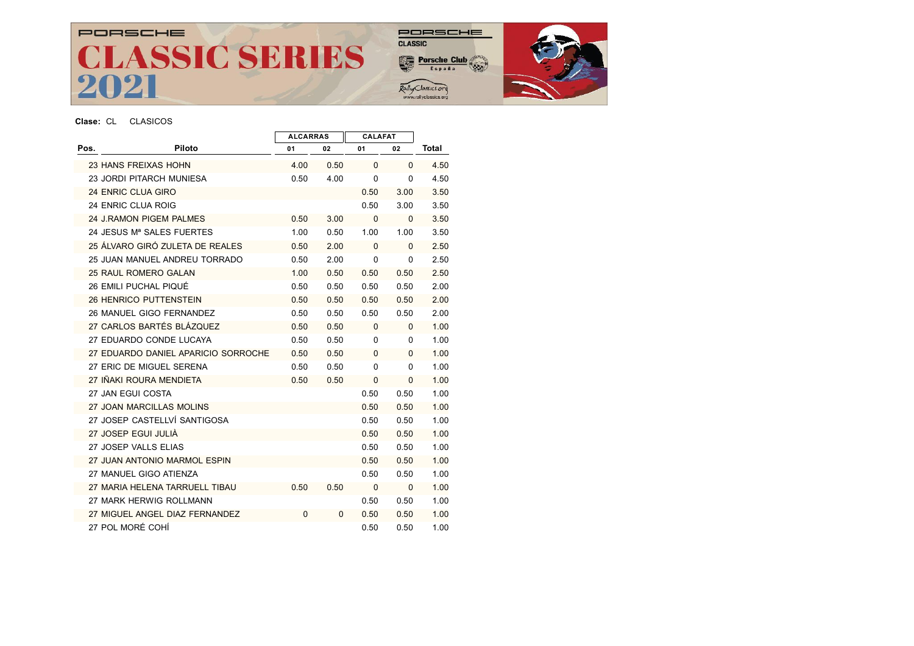# PORSCHE CLASSIC SERIES 2021

**Clase:** CL CLASICOS

| Pos. | Piloto | ALCARRAS | | CALAFAT | | Total |
|---|---|---|---|---|---|---|
| | | 01 | 02 | 01 | 02 | |
| 23 | HANS FREIXAS HOHN | 4.00 | 0.50 | 0 | 0 | 4.50 |
| 23 | JORDI PITARCH MUNIESA | 0.50 | 4.00 | 0 | 0 | 4.50 |
| 24 | ENRIC CLUA GIRO | | | 0.50 | 3.00 | 3.50 |
| 24 | ENRIC CLUA ROIG | | | 0.50 | 3.00 | 3.50 |
| 24 | J.RAMON PIGEM PALMES | 0.50 | 3.00 | 0 | 0 | 3.50 |
| 24 | JESUS Mª SALES FUERTES | 1.00 | 0.50 | 1.00 | 1.00 | 3.50 |
| 25 | ÁLVARO GIRÓ ZULETA DE REALES | 0.50 | 2.00 | 0 | 0 | 2.50 |
| 25 | JUAN MANUEL ANDREU TORRADO | 0.50 | 2.00 | 0 | 0 | 2.50 |
| 25 | RAUL ROMERO GALAN | 1.00 | 0.50 | 0.50 | 0.50 | 2.50 |
| 26 | EMILI PUCHAL PIQUÉ | 0.50 | 0.50 | 0.50 | 0.50 | 2.00 |
| 26 | HENRICO PUTTENSTEIN | 0.50 | 0.50 | 0.50 | 0.50 | 2.00 |
| 26 | MANUEL GIGO FERNANDEZ | 0.50 | 0.50 | 0.50 | 0.50 | 2.00 |
| 27 | CARLOS BARTÉS BLÁZQUEZ | 0.50 | 0.50 | 0 | 0 | 1.00 |
| 27 | EDUARDO CONDE LUCAYA | 0.50 | 0.50 | 0 | 0 | 1.00 |
| 27 | EDUARDO DANIEL APARICIO SORROCHE | 0.50 | 0.50 | 0 | 0 | 1.00 |
| 27 | ERIC DE MIGUEL SERENA | 0.50 | 0.50 | 0 | 0 | 1.00 |
| 27 | IÑAKI ROURA MENDIETA | 0.50 | 0.50 | 0 | 0 | 1.00 |
| 27 | JAN EGUI COSTA | | | 0.50 | 0.50 | 1.00 |
| 27 | JOAN MARCILLAS MOLINS | | | 0.50 | 0.50 | 1.00 |
| 27 | JOSEP CASTELLVÍ SANTIGOSA | | | 0.50 | 0.50 | 1.00 |
| 27 | JOSEP EGUI JULIÀ | | | 0.50 | 0.50 | 1.00 |
| 27 | JOSEP VALLS ELIAS | | | 0.50 | 0.50 | 1.00 |
| 27 | JUAN ANTONIO MARMOL ESPIN | | | 0.50 | 0.50 | 1.00 |
| 27 | MANUEL GIGO ATIENZA | | | 0.50 | 0.50 | 1.00 |
| 27 | MARIA HELENA TARRUELL TIBAU | 0.50 | 0.50 | 0 | 0 | 1.00 |
| 27 | MARK HERWIG ROLLMANN | | | 0.50 | 0.50 | 1.00 |
| 27 | MIGUEL ANGEL DIAZ FERNANDEZ | 0 | 0 | 0.50 | 0.50 | 1.00 |
| 27 | POL MORÉ COHÍ | | | 0.50 | 0.50 | 1.00 |